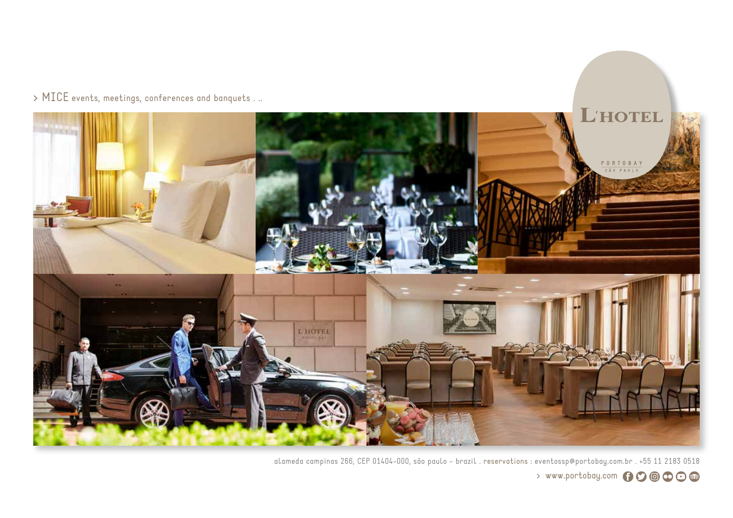> MICE events, meetings, conferences and banquets . ..

L'HOTEL

PORTOBAY
SÃO PAULO

alameda campinas 266, CEP 01404-000, são paulo - brazil . reservations : eventossp@portobay.com.br . +55 11 2183 0518

> www.portobay.com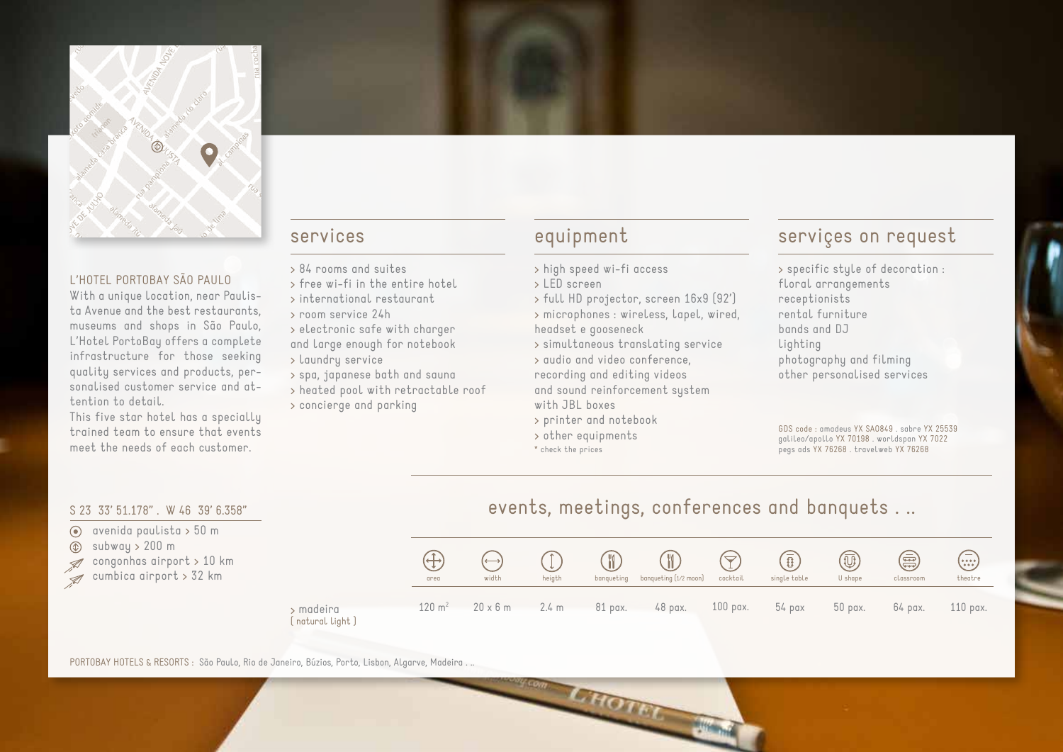L'HOTEL PORTOBAY SÃO PAULO

With a unique location, near Paulista Avenue and the best restaurants, museums and shops in São Paulo, L'Hotel PortoBay offers a complete infrastructure for those seeking quality services and products, personalised customer service and attention to detail.

This five star hotel has a specially trained team to ensure that events meet the needs of each customer.

S 23 33' 51.178" . W 46 39' 6.358"

- avenida paulista > 50 m
- subway > 200 m
- congonhas airport > 10 km
- cumbica airport > 32 km

## services

- 84 rooms and suites
- free wi-fi in the entire hotel
- international restaurant
- room service 24h
- electronic safe with charger and large enough for notebook
- laundry service
- spa, japanese bath and sauna
- heated pool with retractable roof
- concierge and parking

## equipment

- high speed wi-fi access
- LED screen
- full HD projector, screen 16x9 (92')
- microphones : wireless, lapel, wired, headset e gooseneck
- simultaneous translating service
- audio and video conference, recording and editing videos and sound reinforcement system with JBL boxes
- printer and notebook
- other equipments

\* check the prices

## serviçes on request

> specific style of decoration :
floral arrangements
receptionists
rental furniture
bands and DJ
lighting
photography and filming
other personalised services

GDS code : amadeus YX SAO849 . sabre YX 25539
galileo/apollo YX 70198 . worldspan YX 7022
pegs ads YX 76268 . travelweb YX 76268

## events, meetings, conferences and banquets . ..

| | area | width | heigth | banqueting | banqueting (1/2 moon) | cocktail | single table | U shape | classroom | theatre |
|---|---|---|---|---|---|---|---|---|---|---|
| > madeira (natural light) | 120 $m^2$ | 20 x 6 m | 2.4 m | 81 pax. | 48 pax. | 100 pax. | 54 pax | 50 pax. | 64 pax. | 110 pax. |

PORTOBAY HOTELS & RESORTS : São Paulo, Rio de Janeiro, Búzios, Porto, Lisbon, Algarve, Madeira . ..